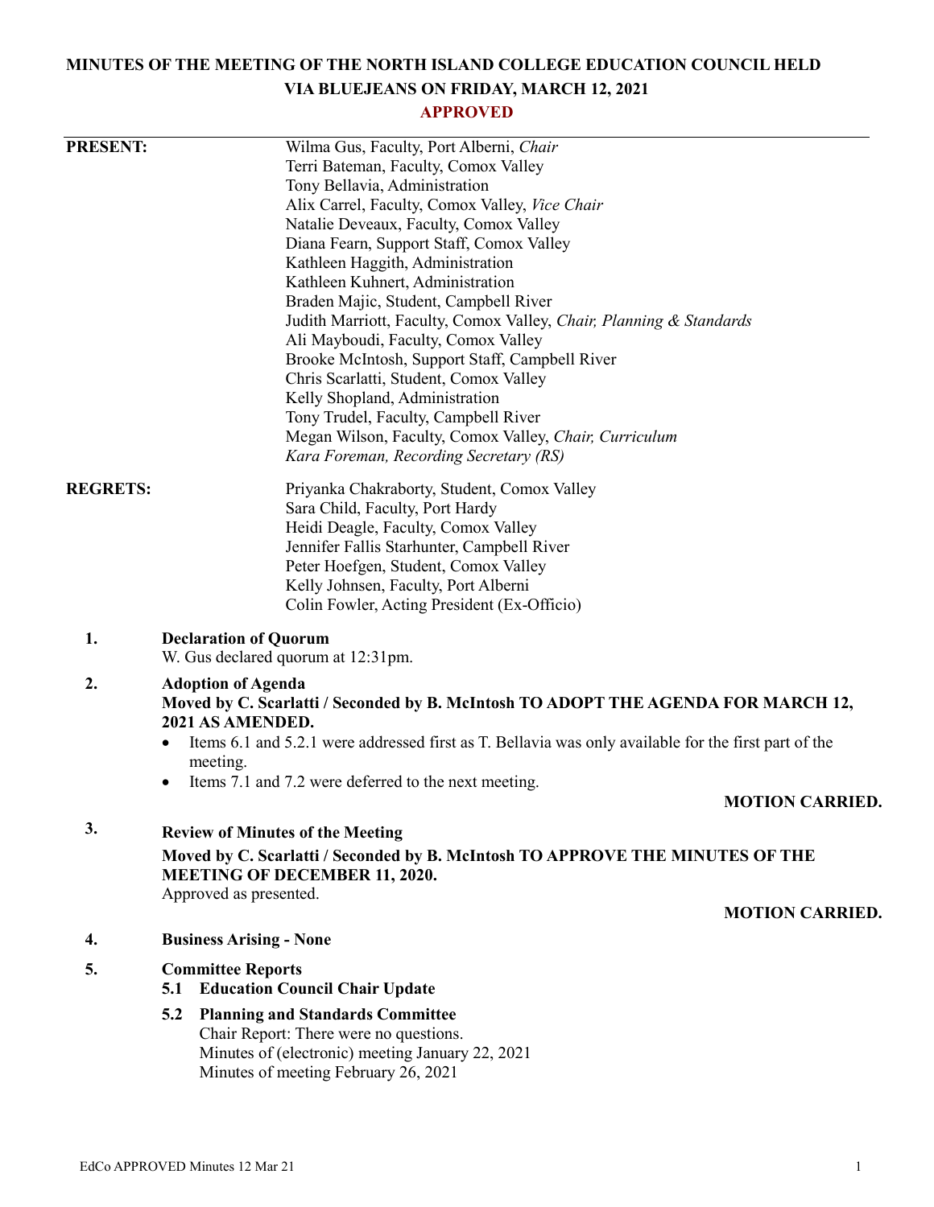# MINUTES OF THE MEETING OF THE NORTH ISLAND COLLEGE EDUCATION COUNCIL HELD VIA BLUEJEANS ON FRIDAY, MARCH 12, 2021

**APPROVED**

**PRESENT:**

Wilma Gus, Faculty, Port Alberni, *Chair*
Terri Bateman, Faculty, Comox Valley
Tony Bellavia, Administration
Alix Carrel, Faculty, Comox Valley, *Vice Chair*
Natalie Deveaux, Faculty, Comox Valley
Diana Fearn, Support Staff, Comox Valley
Kathleen Haggith, Administration
Kathleen Kuhnert, Administration
Braden Majic, Student, Campbell River
Judith Marriott, Faculty, Comox Valley, *Chair, Planning & Standards*
Ali Mayboudi, Faculty, Comox Valley
Brooke McIntosh, Support Staff, Campbell River
Chris Scarlatti, Student, Comox Valley
Kelly Shopland, Administration
Tony Trudel, Faculty, Campbell River
Megan Wilson, Faculty, Comox Valley, *Chair, Curriculum*
*Kara Foreman, Recording Secretary (RS)*

**REGRETS:**

Priyanka Chakraborty, Student, Comox Valley
Sara Child, Faculty, Port Hardy
Heidi Deagle, Faculty, Comox Valley
Jennifer Fallis Starhunter, Campbell River
Peter Hoefgen, Student, Comox Valley
Kelly Johnsen, Faculty, Port Alberni
Colin Fowler, Acting President (Ex-Officio)

**1. Declaration of Quorum**

W. Gus declared quorum at 12:31pm.

**2. Adoption of Agenda**

**Moved by C. Scarlatti / Seconded by B. McIntosh TO ADOPT THE AGENDA FOR MARCH 12, 2021 AS AMENDED.**

- Items 6.1 and 5.2.1 were addressed first as T. Bellavia was only available for the first part of the meeting.
- Items 7.1 and 7.2 were deferred to the next meeting.

**MOTION CARRIED.**

**3. Review of Minutes of the Meeting**

**Moved by C. Scarlatti / Seconded by B. McIntosh TO APPROVE THE MINUTES OF THE MEETING OF DECEMBER 11, 2020.**

Approved as presented.

**MOTION CARRIED.**

**4. Business Arising - None**

**5. Committee Reports**

**5.1 Education Council Chair Update**

**5.2 Planning and Standards Committee**

Chair Report: There were no questions.
Minutes of (electronic) meeting January 22, 2021
Minutes of meeting February 26, 2021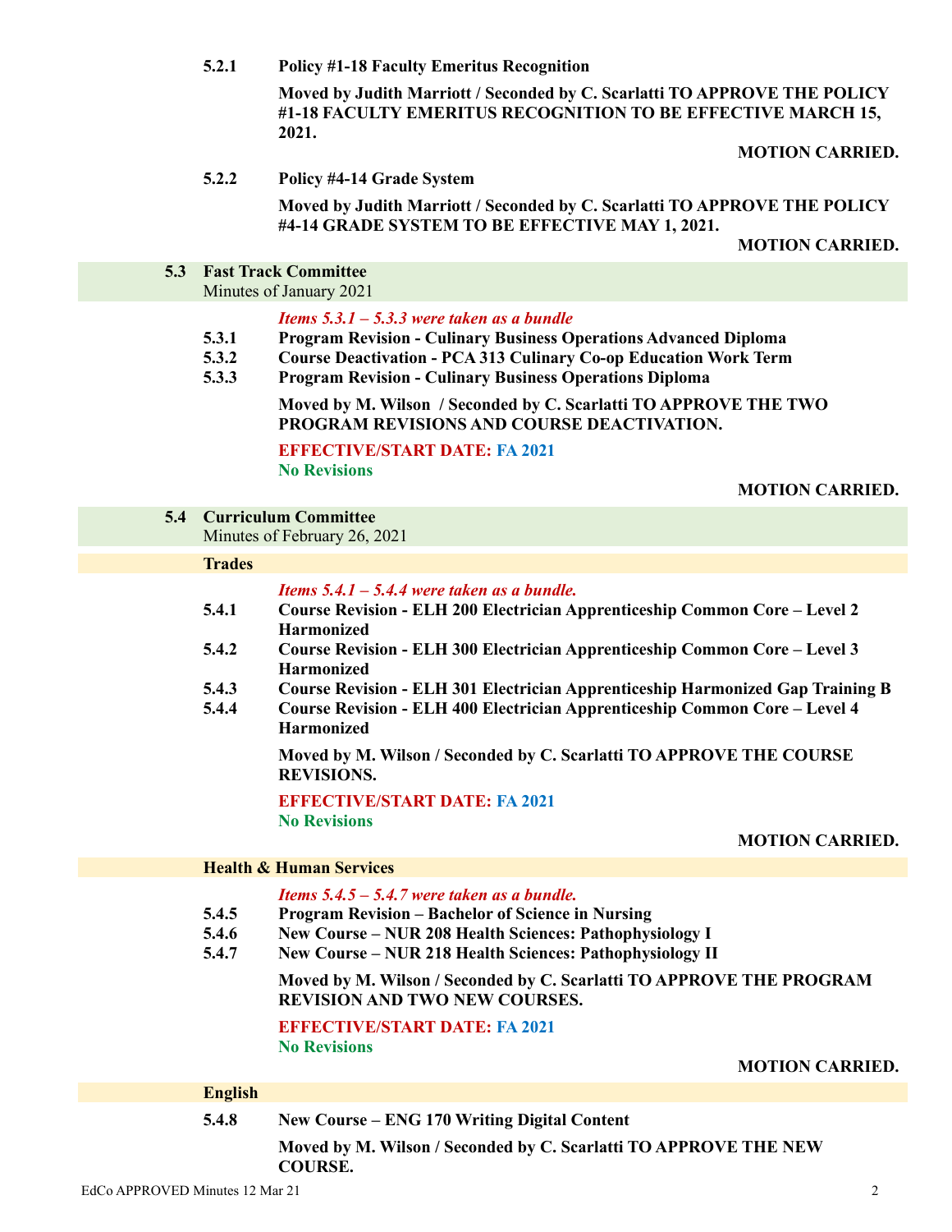**5.2.1 Policy #1-18 Faculty Emeritus Recognition**

**Moved by Judith Marriott / Seconded by C. Scarlatti TO APPROVE THE POLICY #1-18 FACULTY EMERITUS RECOGNITION TO BE EFFECTIVE MARCH 15, 2021.**

**MOTION CARRIED.**

**5.2.2 Policy #4-14 Grade System**

**Moved by Judith Marriott / Seconded by C. Scarlatti TO APPROVE THE POLICY #4-14 GRADE SYSTEM TO BE EFFECTIVE MAY 1, 2021.**

**MOTION CARRIED.**

### 5.3 Fast Track Committee

Minutes of January 2021

***Items 5.3.1 – 5.3.3 were taken as a bundle***

**5.3.1 Program Revision - Culinary Business Operations Advanced Diploma**
**5.3.2 Course Deactivation - PCA 313 Culinary Co-op Education Work Term**
**5.3.3 Program Revision - Culinary Business Operations Diploma**

**Moved by M. Wilson / Seconded by C. Scarlatti TO APPROVE THE TWO PROGRAM REVISIONS AND COURSE DEACTIVATION.**

**EFFECTIVE/START DATE: FA 2021**
**No Revisions**

**MOTION CARRIED.**

### 5.4 Curriculum Committee

Minutes of February 26, 2021

**Trades**

***Items 5.4.1 – 5.4.4 were taken as a bundle.***

**5.4.1 Course Revision - ELH 200 Electrician Apprenticeship Common Core – Level 2 Harmonized**
**5.4.2 Course Revision - ELH 300 Electrician Apprenticeship Common Core – Level 3 Harmonized**
**5.4.3 Course Revision - ELH 301 Electrician Apprenticeship Harmonized Gap Training B**
**5.4.4 Course Revision - ELH 400 Electrician Apprenticeship Common Core – Level 4 Harmonized**

**Moved by M. Wilson / Seconded by C. Scarlatti TO APPROVE THE COURSE REVISIONS.**

**EFFECTIVE/START DATE: FA 2021**
**No Revisions**

**MOTION CARRIED.**

**Health & Human Services**

***Items 5.4.5 – 5.4.7 were taken as a bundle.***

**5.4.5 Program Revision – Bachelor of Science in Nursing**
**5.4.6 New Course – NUR 208 Health Sciences: Pathophysiology I**
**5.4.7 New Course – NUR 218 Health Sciences: Pathophysiology II**

**Moved by M. Wilson / Seconded by C. Scarlatti TO APPROVE THE PROGRAM REVISION AND TWO NEW COURSES.**

**EFFECTIVE/START DATE: FA 2021**
**No Revisions**

**MOTION CARRIED.**

**English**

**5.4.8 New Course – ENG 170 Writing Digital Content**

**Moved by M. Wilson / Seconded by C. Scarlatti TO APPROVE THE NEW COURSE.**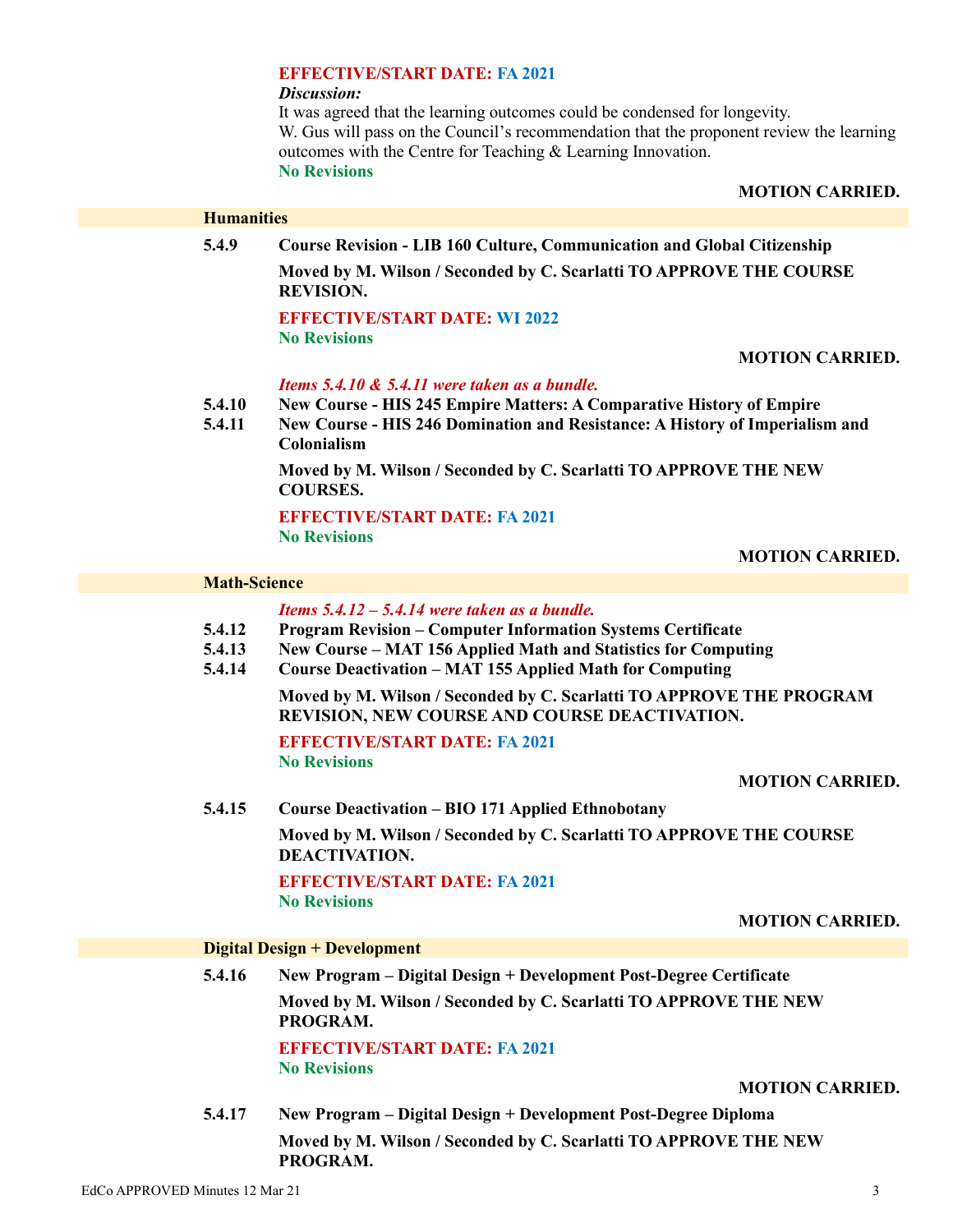**EFFECTIVE/START DATE: FA 2021**

***Discussion:***

It was agreed that the learning outcomes could be condensed for longevity.
W. Gus will pass on the Council's recommendation that the proponent review the learning outcomes with the Centre for Teaching & Learning Innovation.

**No Revisions**

**MOTION CARRIED.**

## Humanities

**5.4.9 Course Revision - LIB 160 Culture, Communication and Global Citizenship**

**Moved by M. Wilson / Seconded by C. Scarlatti TO APPROVE THE COURSE REVISION.**

**EFFECTIVE/START DATE: WI 2022**

**No Revisions**

**MOTION CARRIED.**

***Items 5.4.10 & 5.4.11 were taken as a bundle.***

**5.4.10 New Course - HIS 245 Empire Matters: A Comparative History of Empire**

**5.4.11 New Course - HIS 246 Domination and Resistance: A History of Imperialism and Colonialism**

**Moved by M. Wilson / Seconded by C. Scarlatti TO APPROVE THE NEW COURSES.**

**EFFECTIVE/START DATE: FA 2021**

**No Revisions**

**MOTION CARRIED.**

## Math-Science

***Items 5.4.12 – 5.4.14 were taken as a bundle.***

**5.4.12 Program Revision – Computer Information Systems Certificate**

**5.4.13 New Course – MAT 156 Applied Math and Statistics for Computing**

**5.4.14 Course Deactivation – MAT 155 Applied Math for Computing**

**Moved by M. Wilson / Seconded by C. Scarlatti TO APPROVE THE PROGRAM REVISION, NEW COURSE AND COURSE DEACTIVATION.**

**EFFECTIVE/START DATE: FA 2021**

**No Revisions**

**MOTION CARRIED.**

**5.4.15 Course Deactivation – BIO 171 Applied Ethnobotany**

**Moved by M. Wilson / Seconded by C. Scarlatti TO APPROVE THE COURSE DEACTIVATION.**

**EFFECTIVE/START DATE: FA 2021**

**No Revisions**

**MOTION CARRIED.**

## Digital Design + Development

**5.4.16 New Program – Digital Design + Development Post-Degree Certificate**

**Moved by M. Wilson / Seconded by C. Scarlatti TO APPROVE THE NEW PROGRAM.**

**EFFECTIVE/START DATE: FA 2021**

**No Revisions**

**MOTION CARRIED.**

**5.4.17 New Program – Digital Design + Development Post-Degree Diploma**

**Moved by M. Wilson / Seconded by C. Scarlatti TO APPROVE THE NEW PROGRAM.**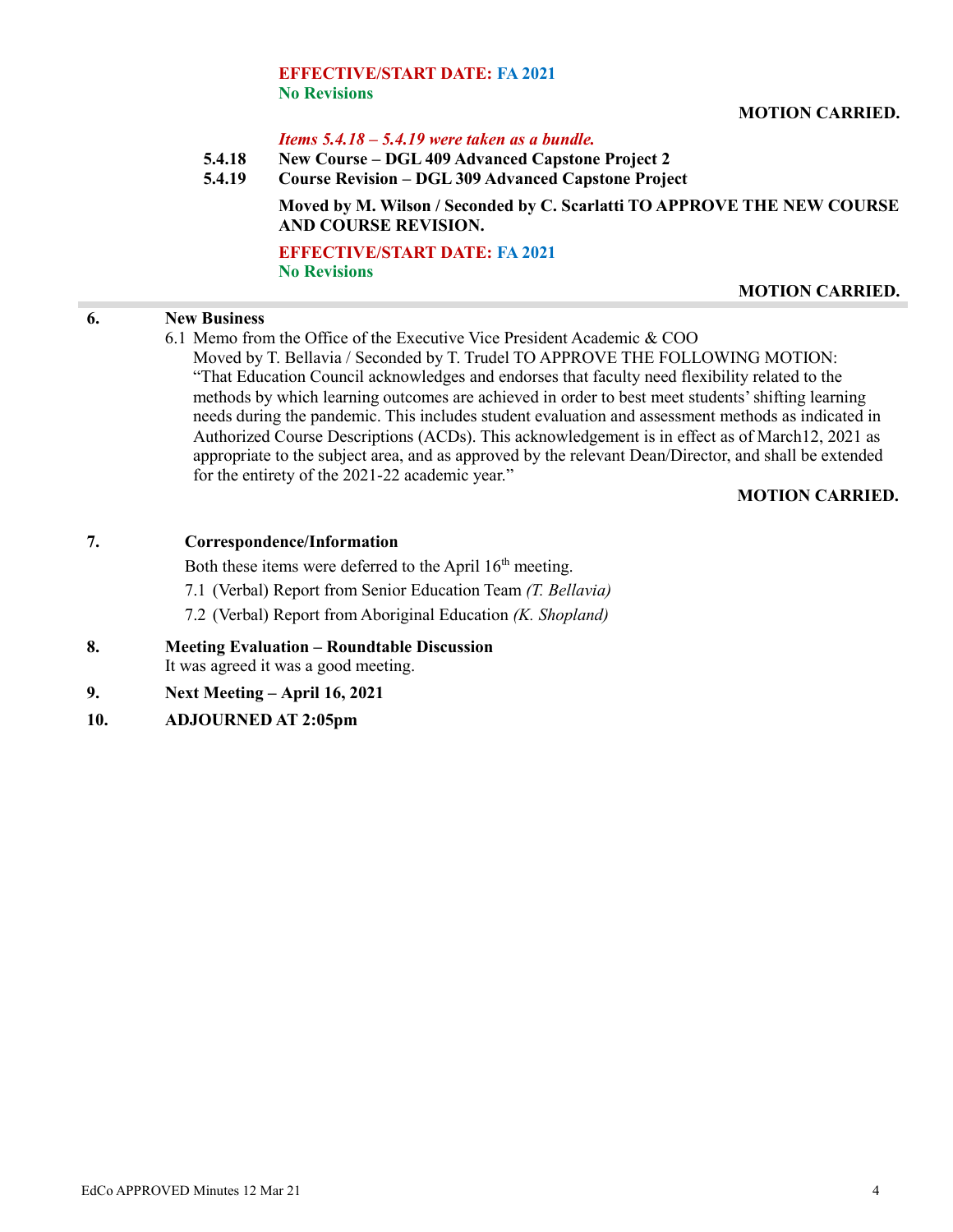**EFFECTIVE/START DATE: FA 2021**
**No Revisions**

**MOTION CARRIED.**

***Items 5.4.18 – 5.4.19 were taken as a bundle.***

**5.4.18 New Course – DGL 409 Advanced Capstone Project 2**
**5.4.19 Course Revision – DGL 309 Advanced Capstone Project**

**Moved by M. Wilson / Seconded by C. Scarlatti TO APPROVE THE NEW COURSE AND COURSE REVISION.**

**EFFECTIVE/START DATE: FA 2021**
**No Revisions**

**MOTION CARRIED.**

## 6. New Business

6.1 Memo from the Office of the Executive Vice President Academic & COO
Moved by T. Bellavia / Seconded by T. Trudel TO APPROVE THE FOLLOWING MOTION: "That Education Council acknowledges and endorses that faculty need flexibility related to the methods by which learning outcomes are achieved in order to best meet students' shifting learning needs during the pandemic. This includes student evaluation and assessment methods as indicated in Authorized Course Descriptions (ACDs). This acknowledgement is in effect as of March12, 2021 as appropriate to the subject area, and as approved by the relevant Dean/Director, and shall be extended for the entirety of the 2021-22 academic year."

**MOTION CARRIED.**

## 7. Correspondence/Information

Both these items were deferred to the April 16th meeting.

7.1 (Verbal) Report from Senior Education Team *(T. Bellavia)*

7.2 (Verbal) Report from Aboriginal Education *(K. Shopland)*

## 8. Meeting Evaluation – Roundtable Discussion

It was agreed it was a good meeting.

## 9. Next Meeting – April 16, 2021

## 10. ADJOURNED AT 2:05pm